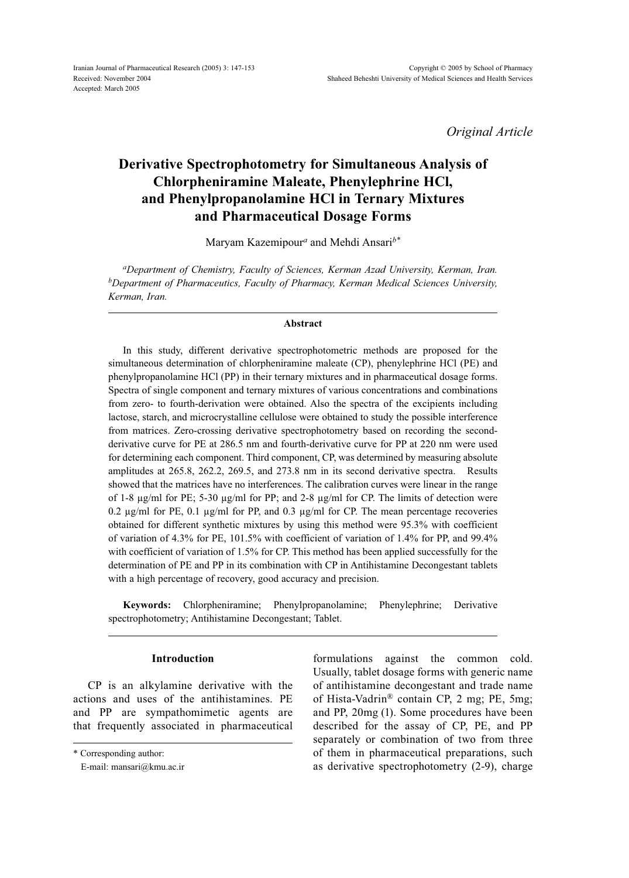Received: November 2004
Accepted: March 2005

*Original Article*

# Derivative Spectrophotometry for Simultaneous Analysis of Chlorpheniramine Maleate, Phenylephrine HCl, and Phenylpropanolamine HCl in Ternary Mixtures and Pharmaceutical Dosage Forms

Maryam Kazemipour[a] and Mehdi Ansari[b]*

[a]*Department of Chemistry, Faculty of Sciences, Kerman Azad University, Kerman, Iran.* [b]*Department of Pharmaceutics, Faculty of Pharmacy, Kerman Medical Sciences University, Kerman, Iran.*

## Abstract

In this study, different derivative spectrophotometric methods are proposed for the simultaneous determination of chlorpheniramine maleate (CP), phenylephrine HCl (PE) and phenylpropanolamine HCl (PP) in their ternary mixtures and in pharmaceutical dosage forms. Spectra of single component and ternary mixtures of various concentrations and combinations from zero- to fourth-derivation were obtained. Also the spectra of the excipients including lactose, starch, and microcrystalline cellulose were obtained to study the possible interference from matrices. Zero-crossing derivative spectrophotometry based on recording the second-derivative curve for PE at 286.5 nm and fourth-derivative curve for PP at 220 nm were used for determining each component. Third component, CP, was determined by measuring absolute amplitudes at 265.8, 262.2, 269.5, and 273.8 nm in its second derivative spectra. Results showed that the matrices have no interferences. The calibration curves were linear in the range of 1-8 μg/ml for PE; 5-30 μg/ml for PP; and 2-8 μg/ml for CP. The limits of detection were 0.2 μg/ml for PE, 0.1 μg/ml for PP, and 0.3 μg/ml for CP. The mean percentage recoveries obtained for different synthetic mixtures by using this method were 95.3% with coefficient of variation of 4.3% for PE, 101.5% with coefficient of variation of 1.4% for PP, and 99.4% with coefficient of variation of 1.5% for CP. This method has been applied successfully for the determination of PE and PP in its combination with CP in Antihistamine Decongestant tablets with a high percentage of recovery, good accuracy and precision.

**Keywords:** Chlorpheniramine; Phenylpropanolamine; Phenylephrine; Derivative spectrophotometry; Antihistamine Decongestant; Tablet.

## Introduction

CP is an alkylamine derivative with the actions and uses of the antihistamines. PE and PP are sympathomimetic agents are that frequently associated in pharmaceutical formulations against the common cold. Usually, tablet dosage forms with generic name of antihistamine decongestant and trade name of Hista-Vadrin® contain CP, 2 mg; PE, 5mg; and PP, 20mg (1). Some procedures have been described for the assay of CP, PE, and PP separately or combination of two from three of them in pharmaceutical preparations, such as derivative spectrophotometry (2-9), charge

\* Corresponding author:
E-mail: mansari@kmu.ac.ir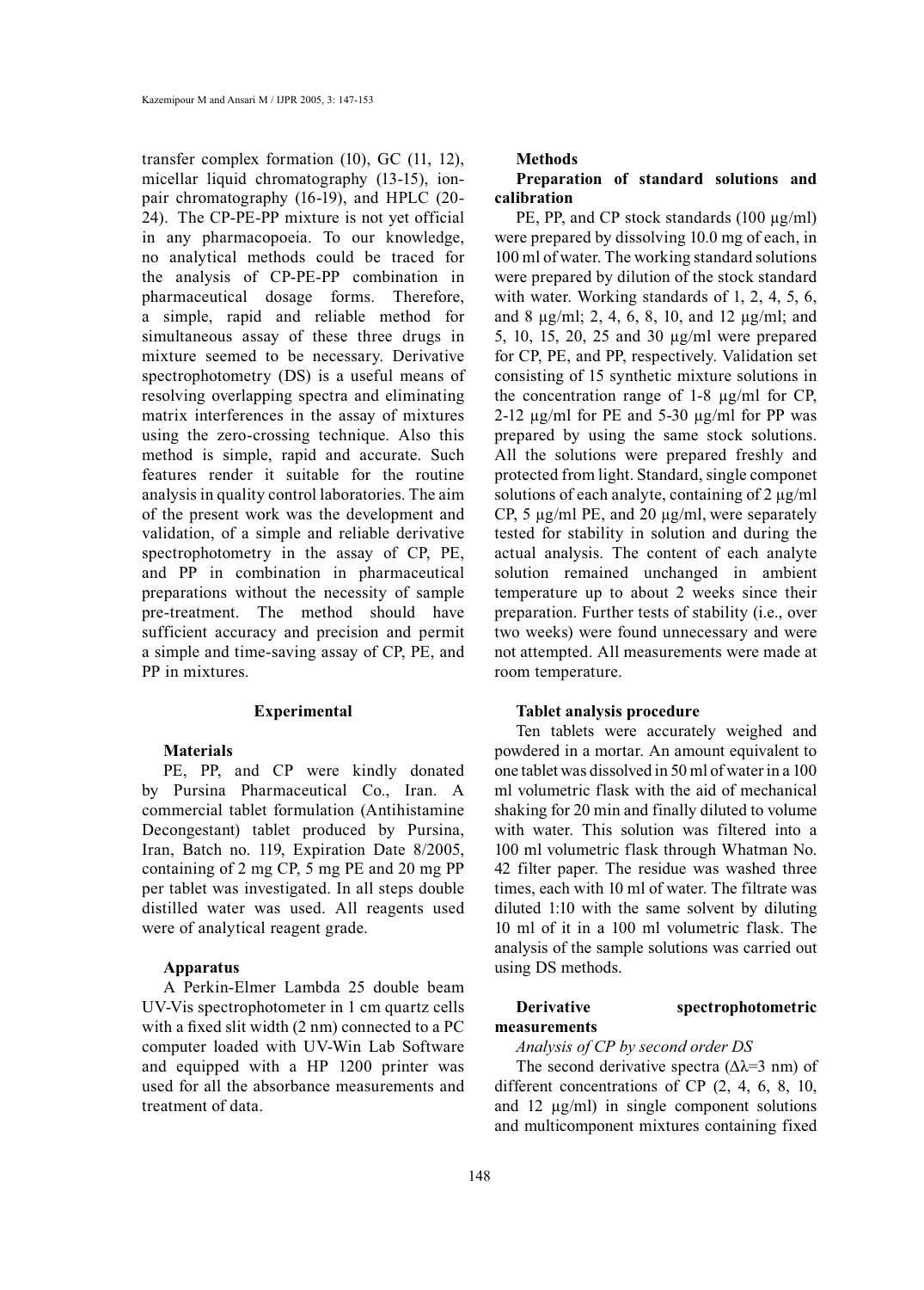transfer complex formation (10), GC (11, 12), micellar liquid chromatography (13-15), ion-pair chromatography (16-19), and HPLC (20-24). The CP-PE-PP mixture is not yet official in any pharmacopoeia. To our knowledge, no analytical methods could be traced for the analysis of CP-PE-PP combination in pharmaceutical dosage forms. Therefore, a simple, rapid and reliable method for simultaneous assay of these three drugs in mixture seemed to be necessary. Derivative spectrophotometry (DS) is a useful means of resolving overlapping spectra and eliminating matrix interferences in the assay of mixtures using the zero-crossing technique. Also this method is simple, rapid and accurate. Such features render it suitable for the routine analysis in quality control laboratories. The aim of the present work was the development and validation, of a simple and reliable derivative spectrophotometry in the assay of CP, PE, and PP in combination in pharmaceutical preparations without the necessity of sample pre-treatment. The method should have sufficient accuracy and precision and permit a simple and time-saving assay of CP, PE, and PP in mixtures.

## Experimental

### Materials

PE, PP, and CP were kindly donated by Pursina Pharmaceutical Co., Iran. A commercial tablet formulation (Antihistamine Decongestant) tablet produced by Pursina, Iran, Batch no. 119, Expiration Date 8/2005, containing of 2 mg CP, 5 mg PE and 20 mg PP per tablet was investigated. In all steps double distilled water was used. All reagents used were of analytical reagent grade.

### Apparatus

A Perkin-Elmer Lambda 25 double beam UV-Vis spectrophotometer in 1 cm quartz cells with a fixed slit width (2 nm) connected to a PC computer loaded with UV-Win Lab Software and equipped with a HP 1200 printer was used for all the absorbance measurements and treatment of data.

### Methods

**Preparation of standard solutions and calibration**

PE, PP, and CP stock standards (100 μg/ml) were prepared by dissolving 10.0 mg of each, in 100 ml of water. The working standard solutions were prepared by dilution of the stock standard with water. Working standards of 1, 2, 4, 5, 6, and 8 μg/ml; 2, 4, 6, 8, 10, and 12 μg/ml; and 5, 10, 15, 20, 25 and 30 μg/ml were prepared for CP, PE, and PP, respectively. Validation set consisting of 15 synthetic mixture solutions in the concentration range of 1-8 μg/ml for CP, 2-12 μg/ml for PE and 5-30 μg/ml for PP was prepared by using the same stock solutions. All the solutions were prepared freshly and protected from light. Standard, single componet solutions of each analyte, containing of 2 μg/ml CP, 5 μg/ml PE, and 20 μg/ml, were separately tested for stability in solution and during the actual analysis. The content of each analyte solution remained unchanged in ambient temperature up to about 2 weeks since their preparation. Further tests of stability (i.e., over two weeks) were found unnecessary and were not attempted. All measurements were made at room temperature.

**Tablet analysis procedure**

Ten tablets were accurately weighed and powdered in a mortar. An amount equivalent to one tablet was dissolved in 50 ml of water in a 100 ml volumetric flask with the aid of mechanical shaking for 20 min and finally diluted to volume with water. This solution was filtered into a 100 ml volumetric flask through Whatman No. 42 filter paper. The residue was washed three times, each with 10 ml of water. The filtrate was diluted 1:10 with the same solvent by diluting 10 ml of it in a 100 ml volumetric flask. The analysis of the sample solutions was carried out using DS methods.

**Derivative spectrophotometric measurements**

*Analysis of CP by second order DS*

The second derivative spectra ($\Delta\lambda$=3 nm) of different concentrations of CP (2, 4, 6, 8, 10, and 12 μg/ml) in single component solutions and multicomponent mixtures containing fixed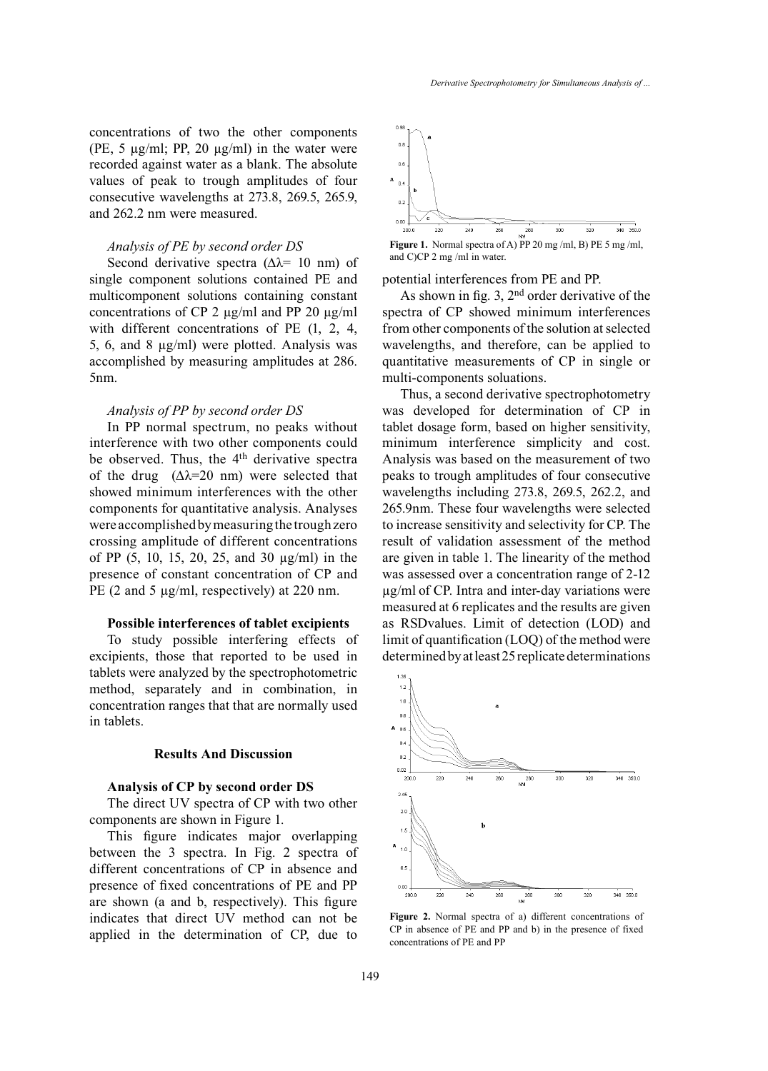concentrations of two the other components (PE, 5 μg/ml; PP, 20 μg/ml) in the water were recorded against water as a blank. The absolute values of peak to trough amplitudes of four consecutive wavelengths at 273.8, 269.5, 265.9, and 262.2 nm were measured.

*Analysis of PE by second order DS*

Second derivative spectra ($\Delta\lambda$= 10 nm) of single component solutions contained PE and multicomponent solutions containing constant concentrations of CP 2 μg/ml and PP 20 μg/ml with different concentrations of PE (1, 2, 4, 5, 6, and 8 μg/ml) were plotted. Analysis was accomplished by measuring amplitudes at 286. 5nm.

*Analysis of PP by second order DS*

In PP normal spectrum, no peaks without interference with two other components could be observed. Thus, the 4th derivative spectra of the drug ($\Delta\lambda$=20 nm) were selected that showed minimum interferences with the other components for quantitative analysis. Analyses were accomplished by measuring the trough zero crossing amplitude of different concentrations of PP (5, 10, 15, 20, 25, and 30 μg/ml) in the presence of constant concentration of CP and PE (2 and 5 μg/ml, respectively) at 220 nm.

**Possible interferences of tablet excipients**

To study possible interfering effects of excipients, those that reported to be used in tablets were analyzed by the spectrophotometric method, separately and in combination, in concentration ranges that that are normally used in tablets.

## Results And Discussion

**Analysis of CP by second order DS**

The direct UV spectra of CP with two other components are shown in Figure 1.

This figure indicates major overlapping between the 3 spectra. In Fig. 2 spectra of different concentrations of CP in absence and presence of fixed concentrations of PE and PP are shown (a and b, respectively). This figure indicates that direct UV method can not be applied in the determination of CP, due to potential interferences from PE and PP.

**Figure 1.** Normal spectra of A) PP 20 mg /ml, B) PE 5 mg /ml, and C)CP 2 mg /ml in water.

As shown in fig. 3, 2nd order derivative of the spectra of CP showed minimum interferences from other components of the solution at selected wavelengths, and therefore, can be applied to quantitative measurements of CP in single or multi-components soluations.

Thus, a second derivative spectrophotometry was developed for determination of CP in tablet dosage form, based on higher sensitivity, minimum interference simplicity and cost. Analysis was based on the measurement of two peaks to trough amplitudes of four consecutive wavelengths including 273.8, 269.5, 262.2, and 265.9nm. These four wavelengths were selected to increase sensitivity and selectivity for CP. The result of validation assessment of the method are given in table 1. The linearity of the method was assessed over a concentration range of 2-12 μg/ml of CP. Intra and inter-day variations were measured at 6 replicates and the results are given as RSDvalues. Limit of detection (LOD) and limit of quantification (LOQ) of the method were determined by at least 25 replicate determinations

**Figure 2.** Normal spectra of a) different concentrations of CP in absence of PE and PP and b) in the presence of fixed concentrations of PE and PP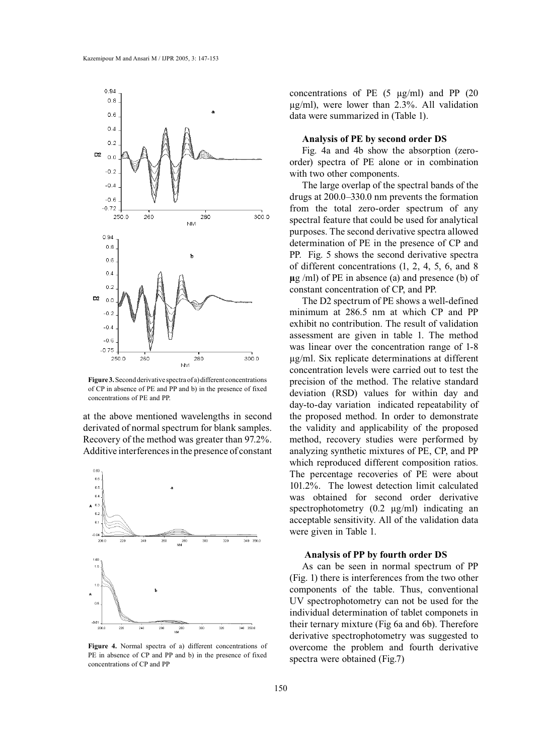0.94
0.8
0.6
0.4
0.2
D2 0.0
-0.2
-0.4
-0.6
-0.72
250.0 260 280 300.0
NM

a

0.94
0.8
0.6
0.4
0.2
D2 0.0
-0.2
-0.4
-0.6
-0.75
250.0 260 280 300.0
NM

b

**Figure 3.** Second derivative spectra of a) different concentrations of CP in absence of PE and PP and b) in the presence of fixed concentrations of PE and PP.

at the above mentioned wavelengths in second derivated of normal spectrum for blank samples. Recovery of the method was greater than 97.2%. Additive interferences in the presence of constant concentrations of PE (5 µg/ml) and PP (20 µg/ml), were lower than 2.3%. All validation data were summarized in (Table 1).

0.69
0.6
0.5
0.4
A 0.3
0.2
0.1
-0.04
200.0 220 240 260 280 300 320 340 350.0
NM

a

1.68
1.5
1.0
A
0.5
-0.01
200.0 220 240 260 280 300 320 340 350.0
NM

b

**Figure 4.** Normal spectra of a) different concentrations of PE in absence of CP and PP and b) in the presence of fixed concentrations of CP and PP

### Analysis of PE by second order DS

Fig. 4a and 4b show the absorption (zero-order) spectra of PE alone or in combination with two other components.

The large overlap of the spectral bands of the drugs at 200.0–330.0 nm prevents the formation from the total zero-order spectrum of any spectral feature that could be used for analytical purposes. The second derivative spectra allowed determination of PE in the presence of CP and PP. Fig. 5 shows the second derivative spectra of different concentrations (1, 2, 4, 5, 6, and 8 **µ**g /ml) of PE in absence (a) and presence (b) of constant concentration of CP, and PP.

The D2 spectrum of PE shows a well-defined minimum at 286.5 nm at which CP and PP exhibit no contribution. The result of validation assessment are given in table 1. The method was linear over the concentration range of 1-8 µg/ml. Six replicate determinations at different concentration levels were carried out to test the precision of the method. The relative standard deviation (RSD) values for within day and day-to-day variation indicated repeatability of the proposed method. In order to demonstrate the validity and applicability of the proposed method, recovery studies were performed by analyzing synthetic mixtures of PE, CP, and PP which reproduced different composition ratios. The percentage recoveries of PE were about 101.2%. The lowest detection limit calculated was obtained for second order derivative spectrophotometry (0.2 µg/ml) indicating an acceptable sensitivity. All of the validation data were given in Table 1.

### Analysis of PP by fourth order DS

As can be seen in normal spectrum of PP (Fig. 1) there is interferences from the two other components of the table. Thus, conventional UV spectrophotometry can not be used for the individual determination of tablet componets in their ternary mixture (Fig 6a and 6b). Therefore derivative spectrophotometry was suggested to overcome the problem and fourth derivative spectra were obtained (Fig.7)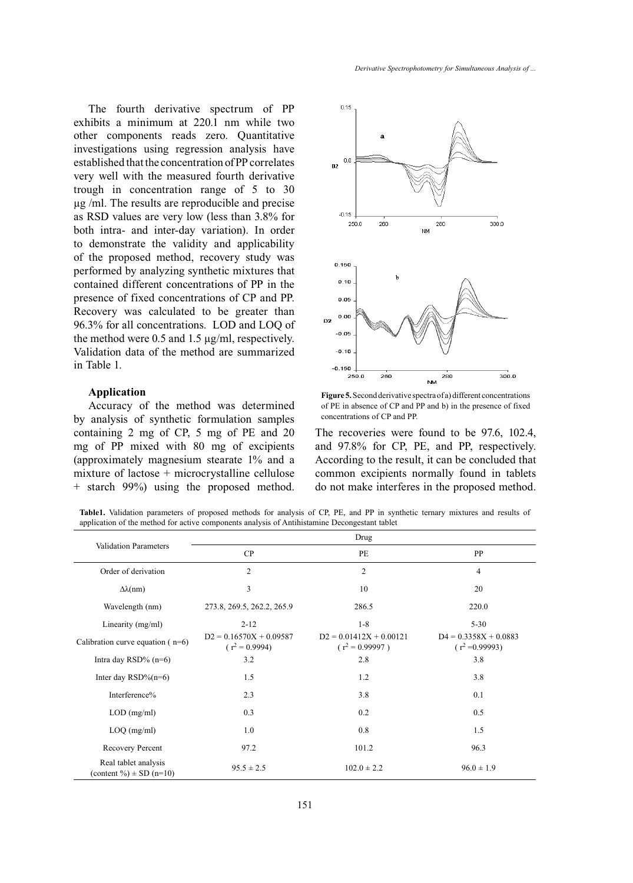The fourth derivative spectrum of PP exhibits a minimum at 220.1 nm while two other components reads zero. Quantitative investigations using regression analysis have established that the concentration of PP correlates very well with the measured fourth derivative trough in concentration range of 5 to 30 µg /ml. The results are reproducible and precise as RSD values are very low (less than 3.8% for both intra- and inter-day variation). In order to demonstrate the validity and applicability of the proposed method, recovery study was performed by analyzing synthetic mixtures that contained different concentrations of PP in the presence of fixed concentrations of CP and PP. Recovery was calculated to be greater than 96.3% for all concentrations. LOD and LOQ of the method were 0.5 and 1.5 µg/ml, respectively. Validation data of the method are summarized in Table 1.

0.15
a
D2 0.0
-0.15
250.0 260 280 300.0
NM

0.150
b
0.10
0.05
D2 0.00
-0.05
-0.10
-0.150
250.0 260 280 300.0
NM

**Figure 5.** Second derivative spectra of a) different concentrations of PE in absence of CP and PP and b) in the presence of fixed concentrations of CP and PP.

### Application

Accuracy of the method was determined by analysis of synthetic formulation samples containing 2 mg of CP, 5 mg of PE and 20 mg of PP mixed with 80 mg of excipients (approximately magnesium stearate 1% and a mixture of lactose + microcrystalline cellulose + starch 99%) using the proposed method. The recoveries were found to be 97.6, 102.4, and 97.8% for CP, PE, and PP, respectively. According to the result, it can be concluded that common excipients normally found in tablets do not make interferes in the proposed method.

**Table1.** Validation parameters of proposed methods for analysis of CP, PE, and PP in synthetic ternary mixtures and results of application of the method for active components analysis of Antihistamine Decongestant tablet

| Validation Parameters | Drug | | |
|---|---|---|---|
| | CP | PE | PP |
| Order of derivation | 2 | 2 | 4 |
| $\Delta\lambda$(nm) | 3 | 10 | 20 |
| Wavelength (nm) | 273.8, 269.5, 262.2, 265.9 | 286.5 | 220.0 |
| Linearity (mg/ml) | 2-12 | 1-8 | 5-30 |
| Calibration curve equation ( n=6) | $D2 = 0.16570X + 0.09587$ ( $r^2 = 0.9994$) | $D2 = 0.01412X + 0.00121$ ( $r^2 = 0.99997$ ) | $D4 = 0.3358X + 0.0883$ ( $r^2 = 0.99993$) |
| Intra day RSD% (n=6) | 3.2 | 2.8 | 3.8 |
| Inter day RSD%(n=6) | 1.5 | 1.2 | 3.8 |
| Interference% | 2.3 | 3.8 | 0.1 |
| LOD (mg/ml) | 0.3 | 0.2 | 0.5 |
| LOQ (mg/ml) | 1.0 | 0.8 | 1.5 |
| Recovery Percent | 97.2 | 101.2 | 96.3 |
| Real tablet analysis (content %) ± SD (n=10) | 95.5 ± 2.5 | 102.0 ± 2.2 | 96.0 ± 1.9 |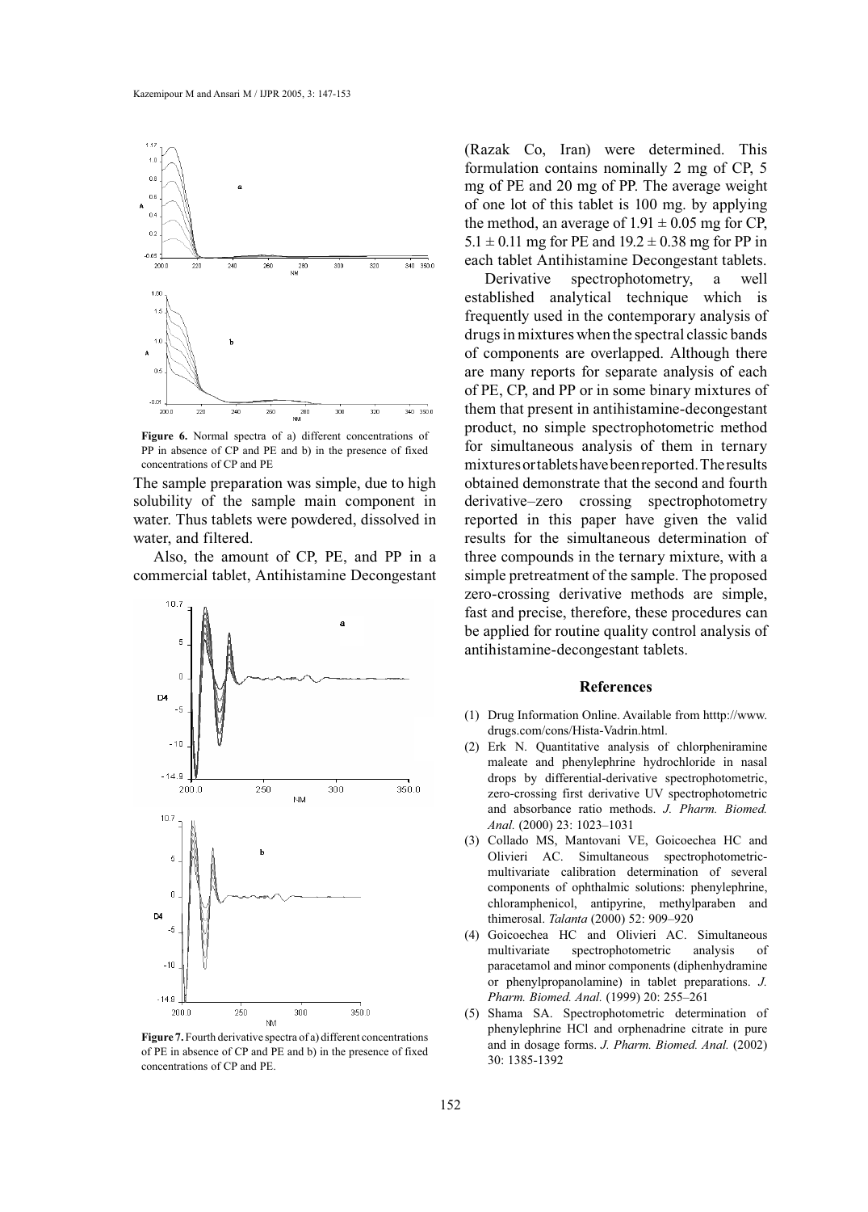1.17
1.0
0.8
0.6
A
0.4
0.2
-0.05
200.0 220 240 260 280 300 320 340 350.0
NM
a

1.80
1.5
1.0
A
0.5
-0.01
200.0 220 240 260 280 300 320 340 350.0
NM
b

**Figure 6.** Normal spectra of a) different concentrations of PP in absence of CP and PE and b) in the presence of fixed concentrations of CP and PE

The sample preparation was simple, due to high solubility of the sample main component in water. Thus tablets were powdered, dissolved in water, and filtered.

Also, the amount of CP, PE, and PP in a commercial tablet, Antihistamine Decongestant

10.7
5
0
D4
-5
-10
-14.9
200.0 250 300 350.0
NM
a

10.7
5
0
D4
-5
-10
-14.9
200.0 250 300 350.0
NM
b

**Figure 7.** Fourth derivative spectra of a) different concentrations of PE in absence of CP and PE and b) in the presence of fixed concentrations of CP and PE.

(Razak Co, Iran) were determined. This formulation contains nominally 2 mg of CP, 5 mg of PE and 20 mg of PP. The average weight of one lot of this tablet is 100 mg. by applying the method, an average of $1.91 \pm 0.05$ mg for CP, $5.1 \pm 0.11$ mg for PE and $19.2 \pm 0.38$ mg for PP in each tablet Antihistamine Decongestant tablets.

Derivative spectrophotometry, a well established analytical technique which is frequently used in the contemporary analysis of drugs in mixtures when the spectral classic bands of components are overlapped. Although there are many reports for separate analysis of each of PE, CP, and PP or in some binary mixtures of them that present in antihistamine-decongestant product, no simple spectrophotometric method for simultaneous analysis of them in ternary mixtures or tablets have been reported. The results obtained demonstrate that the second and fourth derivative–zero crossing spectrophotometry reported in this paper have given the valid results for the simultaneous determination of three compounds in the ternary mixture, with a simple pretreatment of the sample. The proposed zero-crossing derivative methods are simple, fast and precise, therefore, these procedures can be applied for routine quality control analysis of antihistamine-decongestant tablets.

## References

(1) Drug Information Online. Available from htttp://www.drugs.com/cons/Hista-Vadrin.html.

(2) Erk N. Quantitative analysis of chlorpheniramine maleate and phenylephrine hydrochloride in nasal drops by differential-derivative spectrophotometric, zero-crossing first derivative UV spectrophotometric and absorbance ratio methods. *J. Pharm. Biomed. Anal.* (2000) 23: 1023–1031

(3) Collado MS, Mantovani VE, Goicoechea HC and Olivieri AC. Simultaneous spectrophotometric-multivariate calibration determination of several components of ophthalmic solutions: phenylephrine, chloramphenicol, antipyrine, methylparaben and thimerosal. *Talanta* (2000) 52: 909–920

(4) Goicoechea HC and Olivieri AC. Simultaneous multivariate spectrophotometric analysis of paracetamol and minor components (diphenhydramine or phenylpropanolamine) in tablet preparations. *J. Pharm. Biomed. Anal.* (1999) 20: 255–261

(5) Shama SA. Spectrophotometric determination of phenylephrine HCl and orphenadrine citrate in pure and in dosage forms. *J. Pharm. Biomed. Anal.* (2002) 30: 1385-1392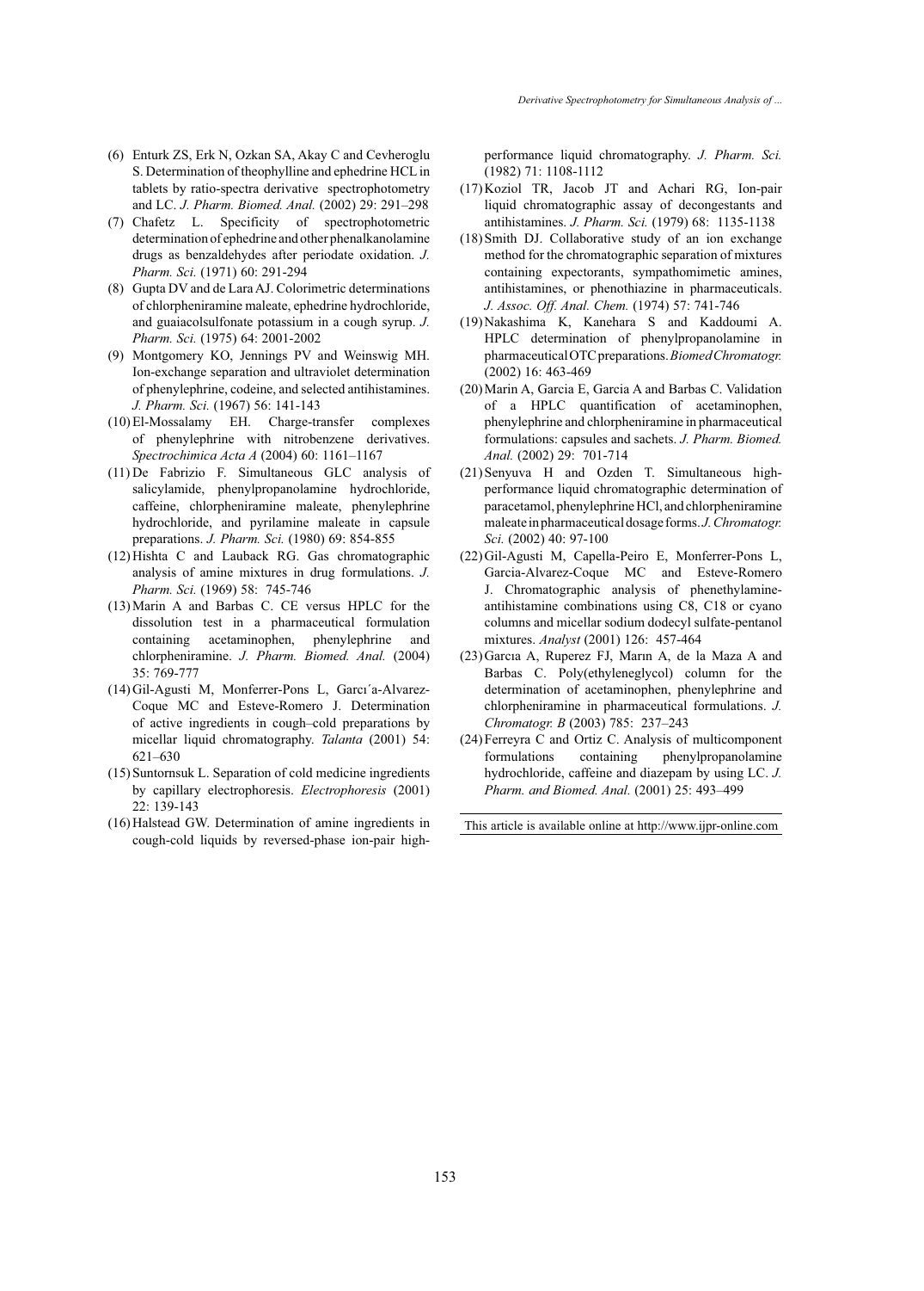(6) Enturk ZS, Erk N, Ozkan SA, Akay C and Cevheroglu S. Determination of theophylline and ephedrine HCL in tablets by ratio-spectra derivative spectrophotometry and LC. *J. Pharm. Biomed. Anal.* (2002) 29: 291–298

(7) Chafetz L. Specificity of spectrophotometric determination of ephedrine and other phenalkanolamine drugs as benzaldehydes after periodate oxidation. *J. Pharm. Sci.* (1971) 60: 291-294

(8) Gupta DV and de Lara AJ. Colorimetric determinations of chlorpheniramine maleate, ephedrine hydrochloride, and guaiacolsulfonate potassium in a cough syrup. *J. Pharm. Sci.* (1975) 64: 2001-2002

(9) Montgomery KO, Jennings PV and Weinswig MH. Ion-exchange separation and ultraviolet determination of phenylephrine, codeine, and selected antihistamines. *J. Pharm. Sci.* (1967) 56: 141-143

(10) El-Mossalamy EH. Charge-transfer complexes of phenylephrine with nitrobenzene derivatives. *Spectrochimica Acta A* (2004) 60: 1161–1167

(11) De Fabrizio F. Simultaneous GLC analysis of salicylamide, phenylpropanolamine hydrochloride, caffeine, chlorpheniramine maleate, phenylephrine hydrochloride, and pyrilamine maleate in capsule preparations. *J. Pharm. Sci.* (1980) 69: 854-855

(12) Hishta C and Lauback RG. Gas chromatographic analysis of amine mixtures in drug formulations. *J. Pharm. Sci.* (1969) 58: 745-746

(13) Marin A and Barbas C. CE versus HPLC for the dissolution test in a pharmaceutical formulation containing acetaminophen, phenylephrine and chlorpheniramine. *J. Pharm. Biomed. Anal.* (2004) 35: 769-777

(14) Gil-Agusti M, Monferrer-Pons L, Garcı´a-Alvarez-Coque MC and Esteve-Romero J. Determination of active ingredients in cough–cold preparations by micellar liquid chromatography. *Talanta* (2001) 54: 621–630

(15) Suntornsuk L. Separation of cold medicine ingredients by capillary electrophoresis. *Electrophoresis* (2001) 22: 139-143

(16) Halstead GW. Determination of amine ingredients in cough-cold liquids by reversed-phase ion-pair high-performance liquid chromatography. *J. Pharm. Sci.* (1982) 71: 1108-1112

(17) Koziol TR, Jacob JT and Achari RG, Ion-pair liquid chromatographic assay of decongestants and antihistamines. *J. Pharm. Sci.* (1979) 68: 1135-1138

(18) Smith DJ. Collaborative study of an ion exchange method for the chromatographic separation of mixtures containing expectorants, sympathomimetic amines, antihistamines, or phenothiazine in pharmaceuticals. *J. Assoc. Off. Anal. Chem.* (1974) 57: 741-746

(19) Nakashima K, Kanehara S and Kaddoumi A. HPLC determination of phenylpropanolamine in pharmaceutical OTC preparations. *Biomed Chromatogr.* (2002) 16: 463-469

(20) Marin A, Garcia E, Garcia A and Barbas C. Validation of a HPLC quantification of acetaminophen, phenylephrine and chlorpheniramine in pharmaceutical formulations: capsules and sachets. *J. Pharm. Biomed. Anal.* (2002) 29: 701-714

(21) Senyuva H and Ozden T. Simultaneous high-performance liquid chromatographic determination of paracetamol, phenylephrine HCl, and chlorpheniramine maleate in pharmaceutical dosage forms. *J. Chromatogr. Sci.* (2002) 40: 97-100

(22) Gil-Agusti M, Capella-Peiro E, Monferrer-Pons L, Garcia-Alvarez-Coque MC and Esteve-Romero J. Chromatographic analysis of phenethylamine-antihistamine combinations using C8, C18 or cyano columns and micellar sodium dodecyl sulfate-pentanol mixtures. *Analyst* (2001) 126: 457-464

(23) Garcıa A, Ruperez FJ, Marın A, de la Maza A and Barbas C. Poly(ethyleneglycol) column for the determination of acetaminophen, phenylephrine and chlorpheniramine in pharmaceutical formulations. *J. Chromatogr. B* (2003) 785: 237–243

(24) Ferreyra C and Ortiz C. Analysis of multicomponent formulations containing phenylpropanolamine hydrochloride, caffeine and diazepam by using LC. *J. Pharm. and Biomed. Anal.* (2001) 25: 493–499

This article is available online at http://www.ijpr-online.com